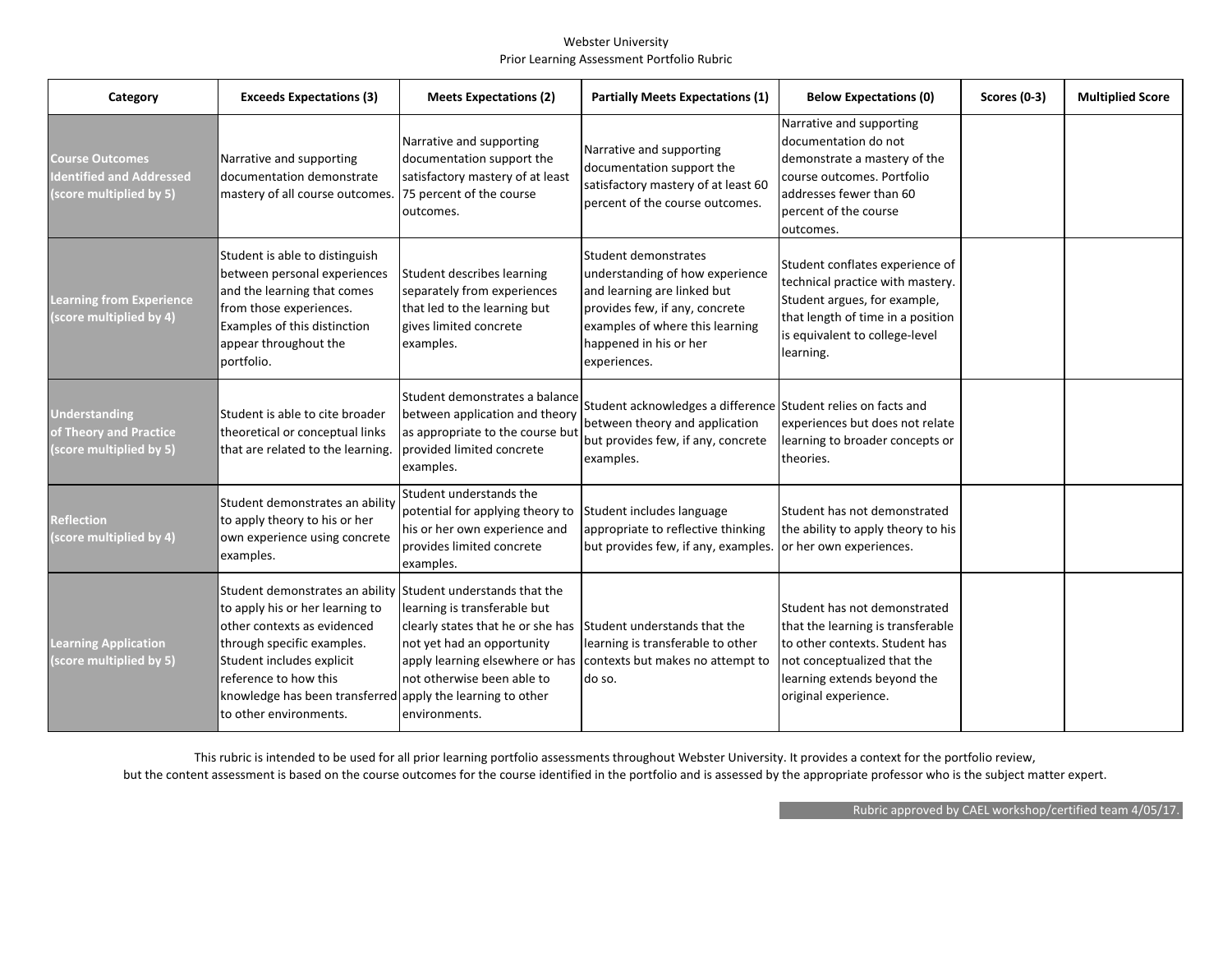Webster University
Prior Learning Assessment Portfolio Rubric

| Category | Exceeds Expectations (3) | Meets Expectations (2) | Partially Meets Expectations (1) | Below Expectations (0) | Scores (0-3) | Multiplied Score |
|---|---|---|---|---|---|---|
| **Course Outcomes Identified and Addressed (score multiplied by 5)** | Narrative and supporting documentation demonstrate mastery of all course outcomes. | Narrative and supporting documentation support the satisfactory mastery of at least 75 percent of the course outcomes. | Narrative and supporting documentation support the satisfactory mastery of at least 60 percent of the course outcomes. | Narrative and supporting documentation do not demonstrate a mastery of the course outcomes. Portfolio addresses fewer than 60 percent of the course outcomes. | | |
| **Learning from Experience (score multiplied by 4)** | Student is able to distinguish between personal experiences and the learning that comes from those experiences. Examples of this distinction appear throughout the portfolio. | Student describes learning separately from experiences that led to the learning but gives limited concrete examples. | Student demonstrates understanding of how experience and learning are linked but provides few, if any, concrete examples of where this learning happened in his or her experiences. | Student conflates experience of technical practice with mastery. Student argues, for example, that length of time in a position is equivalent to college-level learning. | | |
| **Understanding of Theory and Practice (score multiplied by 5)** | Student is able to cite broader theoretical or conceptual links that are related to the learning. | Student demonstrates a balance between application and theory as appropriate to the course but provided limited concrete examples. | Student acknowledges a difference between theory and application but provides few, if any, concrete examples. | Student relies on facts and experiences but does not relate learning to broader concepts or theories. | | |
| **Reflection (score multiplied by 4)** | Student demonstrates an ability to apply theory to his or her own experience using concrete examples. | Student understands the potential for applying theory to his or her own experience and provides limited concrete examples. | Student includes language appropriate to reflective thinking but provides few, if any, examples. | Student has not demonstrated the ability to apply theory to his or her own experiences. | | |
| **Learning Application (score multiplied by 5)** | Student demonstrates an ability to apply his or her learning to other contexts as evidenced through specific examples. Student includes explicit reference to how this knowledge has been transferred to other environments. | Student understands that the learning is transferable but clearly states that he or she has not yet had an opportunity apply learning elsewhere or has not otherwise been able to apply the learning to other environments. | Student understands that the learning is transferable to other contexts but makes no attempt to do so. | Student has not demonstrated that the learning is transferable to other contexts. Student has not conceptualized that the learning extends beyond the original experience. | | |

This rubric is intended to be used for all prior learning portfolio assessments throughout Webster University. It provides a context for the portfolio review, but the content assessment is based on the course outcomes for the course identified in the portfolio and is assessed by the appropriate professor who is the subject matter expert.

Rubric approved by CAEL workshop/certified team 4/05/17.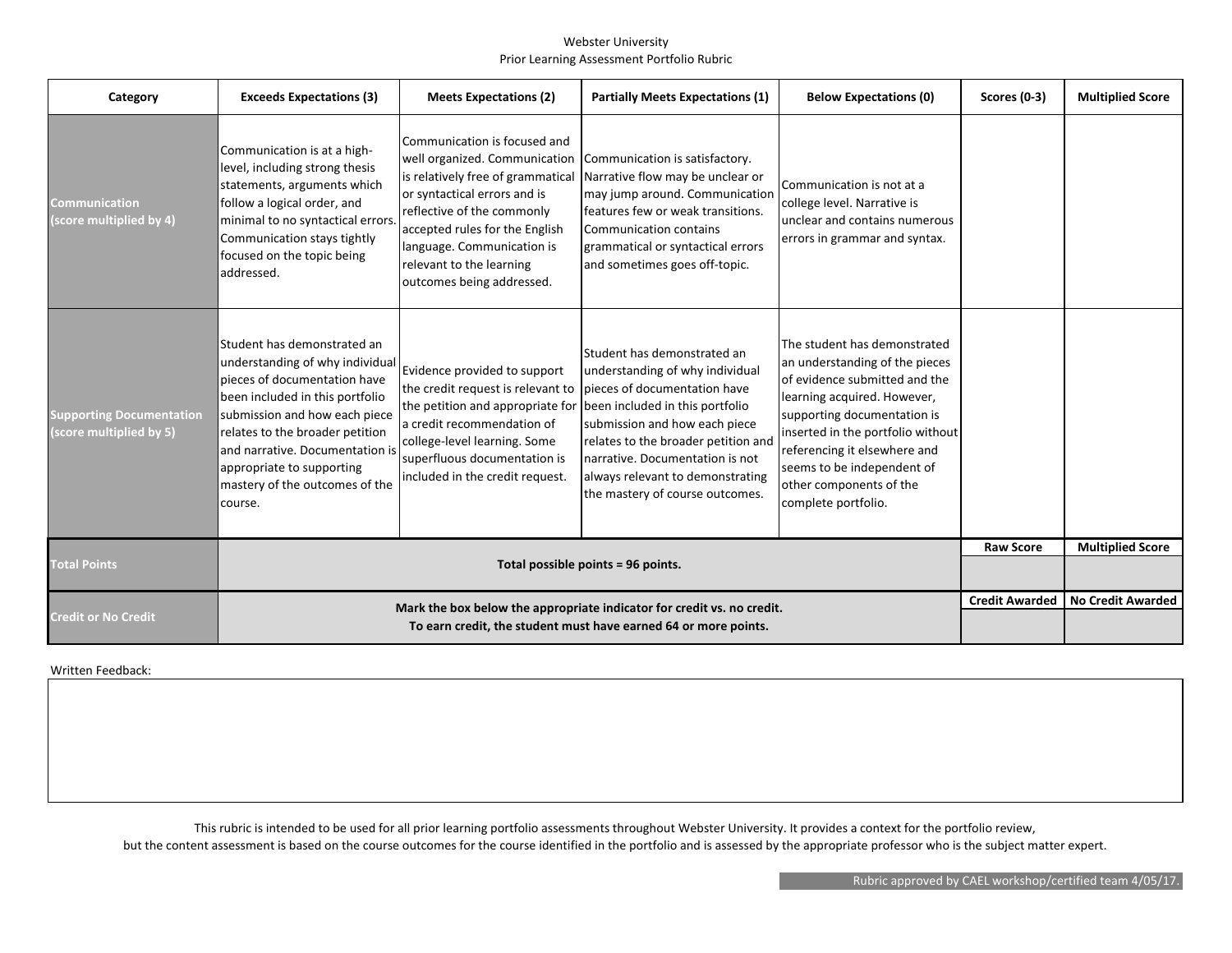Webster University
Prior Learning Assessment Portfolio Rubric

| Category | Exceeds Expectations (3) | Meets Expectations (2) | Partially Meets Expectations (1) | Below Expectations (0) | Scores (0-3) | Multiplied Score |
|---|---|---|---|---|---|---|
| **Communication (score multiplied by 4)** | Communication is at a high-level, including strong thesis statements, arguments which follow a logical order, and minimal to no syntactical errors. Communication stays tightly focused on the topic being addressed. | Communication is focused and well organized. Communication is relatively free of grammatical or syntactical errors and is reflective of the commonly accepted rules for the English language. Communication is relevant to the learning outcomes being addressed. | Communication is satisfactory. Narrative flow may be unclear or may jump around. Communication features few or weak transitions. Communication contains grammatical or syntactical errors and sometimes goes off-topic. | Communication is not at a college level. Narrative is unclear and contains numerous errors in grammar and syntax. | | |
| **Supporting Documentation (score multiplied by 5)** | Student has demonstrated an understanding of why individual pieces of documentation have been included in this portfolio submission and how each piece relates to the broader petition and narrative. Documentation is appropriate to supporting mastery of the outcomes of the course. | Evidence provided to support the credit request is relevant to the petition and appropriate for a credit recommendation of college-level learning. Some superfluous documentation is included in the credit request. | Student has demonstrated an understanding of why individual pieces of documentation have been included in this portfolio submission and how each piece relates to the broader petition and narrative. Documentation is not always relevant to demonstrating the mastery of course outcomes. | The student has demonstrated an understanding of the pieces of evidence submitted and the learning acquired. However, supporting documentation is inserted in the portfolio without referencing it elsewhere and seems to be independent of other components of the complete portfolio. | | |
| **Total Points** | **Total possible points = 96 points.** | | | | **Raw Score** | **Multiplied Score** |
| **Credit or No Credit** | **Mark the box below the appropriate indicator for credit vs. no credit. To earn credit, the student must have earned 64 or more points.** | | | | **Credit Awarded** | **No Credit Awarded** |

Written Feedback:

This rubric is intended to be used for all prior learning portfolio assessments throughout Webster University. It provides a context for the portfolio review, but the content assessment is based on the course outcomes for the course identified in the portfolio and is assessed by the appropriate professor who is the subject matter expert.

Rubric approved by CAEL workshop/certified team 4/05/17.